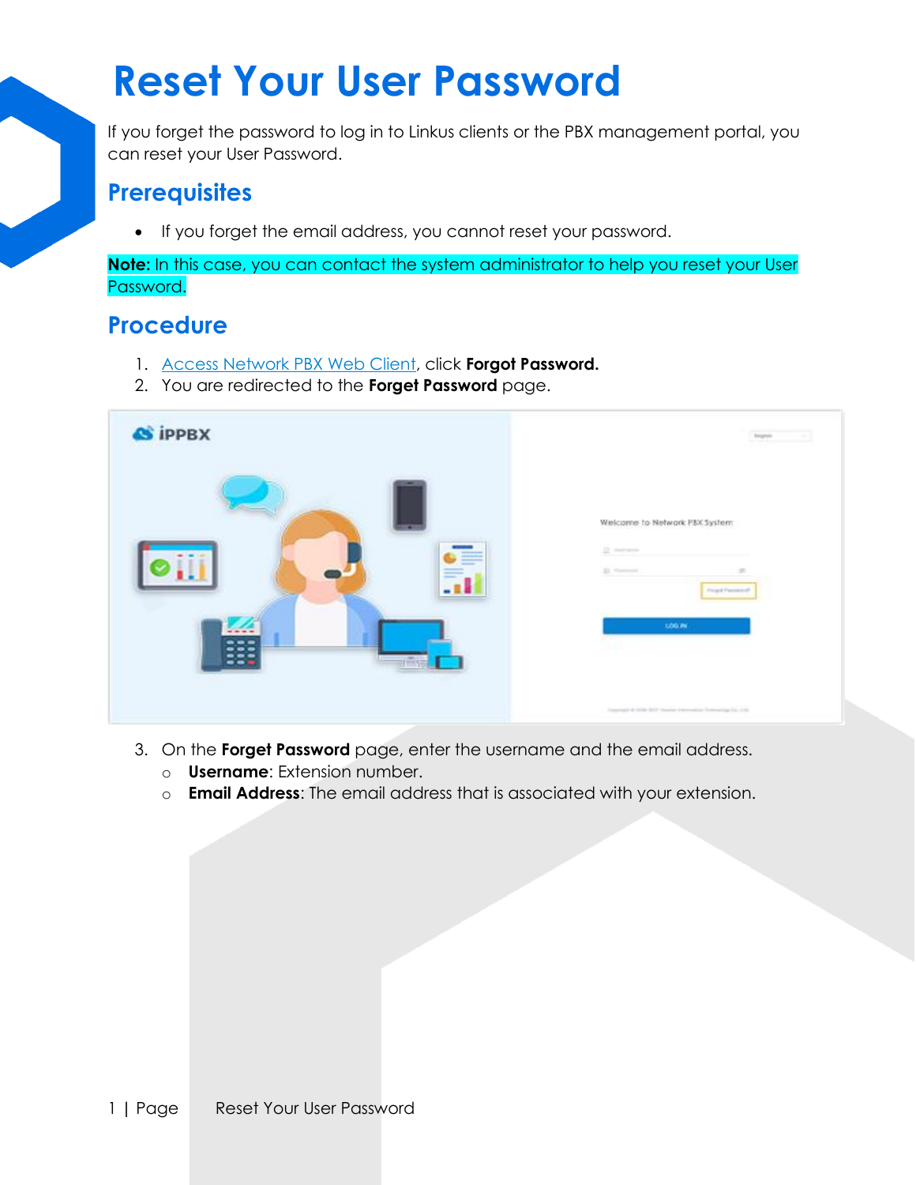# Reset Your User Password

If you forget the password to log in to Linkus clients or the PBX management portal, you can reset your User Password.

## Prerequisites

- If you forget the email address, you cannot reset your password.

**Note:** In this case, you can contact the system administrator to help you reset your User Password.

## Procedure

1. Access Network PBX Web Client, click **Forgot Password.**
2. You are redirected to the **Forget Password** page.

3. On the **Forget Password** page, enter the username and the email address.
   - **Username**: Extension number.
   - **Email Address**: The email address that is associated with your extension.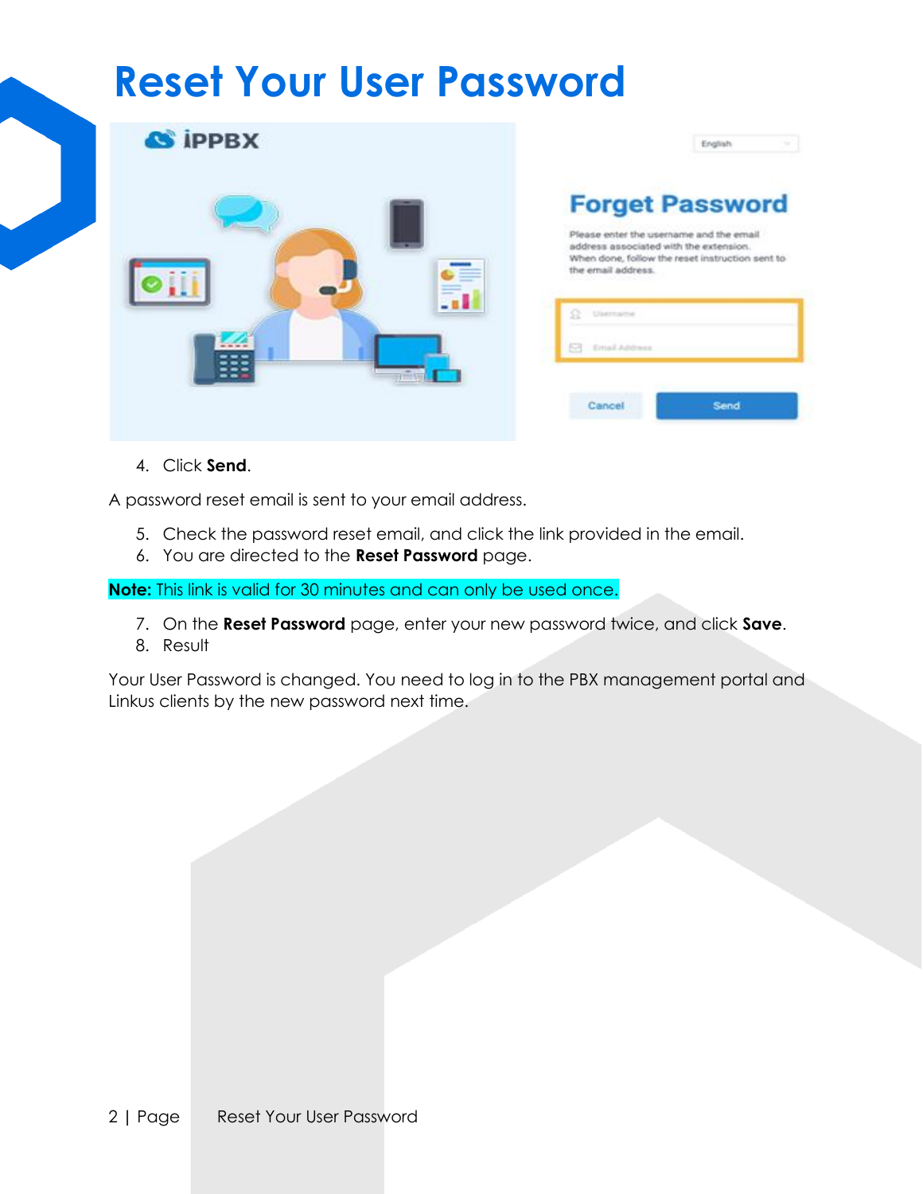# Reset Your User Password

4. Click **Send**.

A password reset email is sent to your email address.

5. Check the password reset email, and click the link provided in the email.
6. You are directed to the **Reset Password** page.

**Note:** This link is valid for 30 minutes and can only be used once.

7. On the **Reset Password** page, enter your new password twice, and click **Save**.
8. Result

Your User Password is changed. You need to log in to the PBX management portal and Linkus clients by the new password next time.